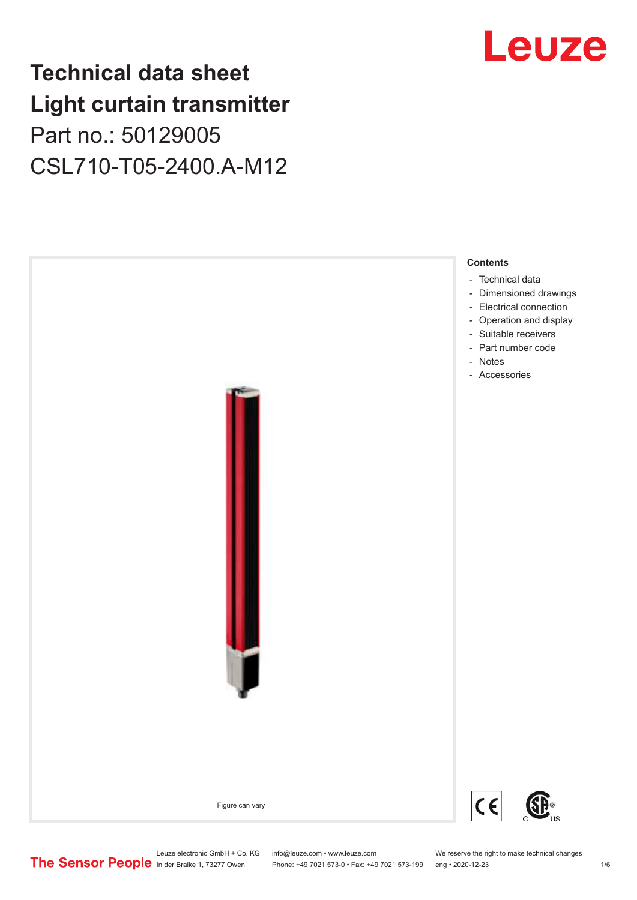# Technical data sheet
# Light curtain transmitter

Part no.: 50129005

CSL710-T05-2400.A-M12

Figure can vary

**Contents**

- Technical data
- Dimensioned drawings
- Electrical connection
- Operation and display
- Suitable receivers
- Part number code
- Notes
- Accessories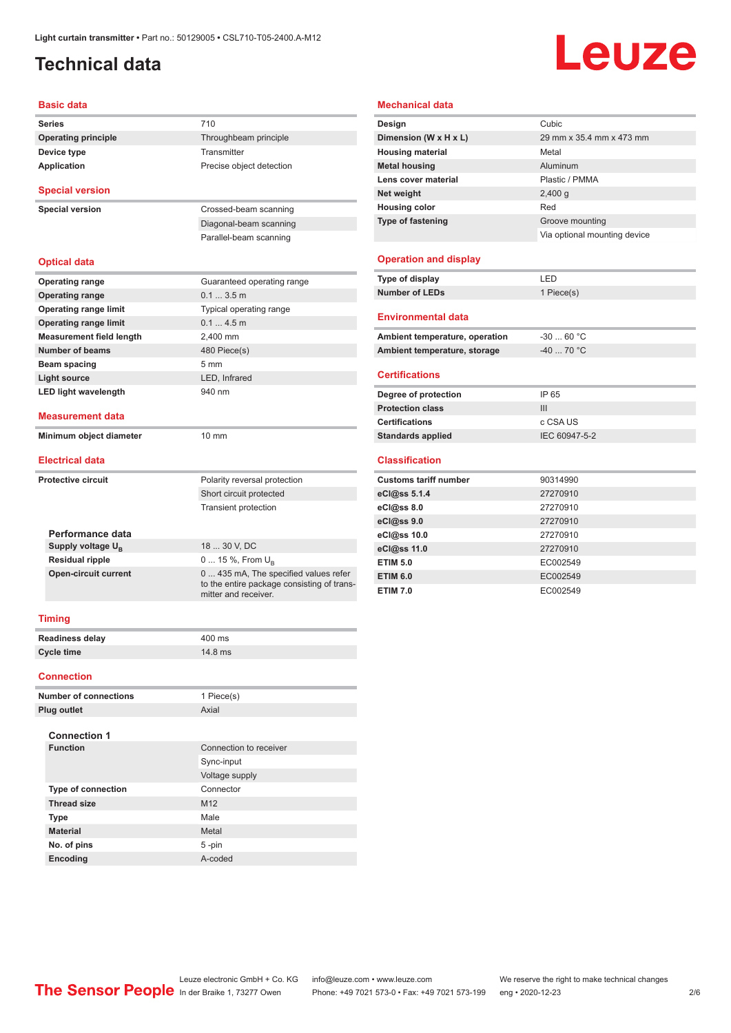Light curtain transmitter • Part no.: 50129005 • CSL710-T05-2400.A-M12

# Technical data

## Basic data

| | |
|---|---|
| **Series** | 710 |
| **Operating principle** | Throughbeam principle |
| **Device type** | Transmitter |
| **Application** | Precise object detection |

## Special version

| | |
|---|---|
| **Special version** | Crossed-beam scanning |
| | Diagonal-beam scanning |
| | Parallel-beam scanning |

## Optical data

| | |
|---|---|
| **Operating range** | Guaranteed operating range |
| **Operating range** | 0.1 ... 3.5 m |
| **Operating range limit** | Typical operating range |
| **Operating range limit** | 0.1 ... 4.5 m |
| **Measurement field length** | 2,400 mm |
| **Number of beams** | 480 Piece(s) |
| **Beam spacing** | 5 mm |
| **Light source** | LED, Infrared |
| **LED light wavelength** | 940 nm |

## Measurement data

| | |
|---|---|
| **Minimum object diameter** | 10 mm |

## Electrical data

| | |
|---|---|
| **Protective circuit** | Polarity reversal protection |
| | Short circuit protected |
| | Transient protection |

### Performance data

| | |
|---|---|
| **Supply voltage $U_B$** | 18 ... 30 V, DC |
| **Residual ripple** | 0 ... 15 %, From $U_B$ |
| **Open-circuit current** | 0 ... 435 mA, The specified values refer to the entire package consisting of transmitter and receiver. |

## Timing

| | |
|---|---|
| **Readiness delay** | 400 ms |
| **Cycle time** | 14.8 ms |

## Connection

| | |
|---|---|
| **Number of connections** | 1 Piece(s) |
| **Plug outlet** | Axial |

### Connection 1

| | |
|---|---|
| **Function** | Connection to receiver |
| | Sync-input |
| | Voltage supply |
| **Type of connection** | Connector |
| **Thread size** | M12 |
| **Type** | Male |
| **Material** | Metal |
| **No. of pins** | 5 -pin |
| **Encoding** | A-coded |

## Mechanical data

| | |
|---|---|
| **Design** | Cubic |
| **Dimension (W x H x L)** | 29 mm x 35.4 mm x 473 mm |
| **Housing material** | Metal |
| **Metal housing** | Aluminum |
| **Lens cover material** | Plastic / PMMA |
| **Net weight** | 2,400 g |
| **Housing color** | Red |
| **Type of fastening** | Groove mounting |
| | Via optional mounting device |

## Operation and display

| | |
|---|---|
| **Type of display** | LED |
| **Number of LEDs** | 1 Piece(s) |

## Environmental data

| | |
|---|---|
| **Ambient temperature, operation** | -30 ... 60 °C |
| **Ambient temperature, storage** | -40 ... 70 °C |

## Certifications

| | |
|---|---|
| **Degree of protection** | IP 65 |
| **Protection class** | III |
| **Certifications** | c CSA US |
| **Standards applied** | IEC 60947-5-2 |

## Classification

| | |
|---|---|
| **Customs tariff number** | 90314990 |
| **eCl@ss 5.1.4** | 27270910 |
| **eCl@ss 8.0** | 27270910 |
| **eCl@ss 9.0** | 27270910 |
| **eCl@ss 10.0** | 27270910 |
| **eCl@ss 11.0** | 27270910 |
| **ETIM 5.0** | EC002549 |
| **ETIM 6.0** | EC002549 |
| **ETIM 7.0** | EC002549 |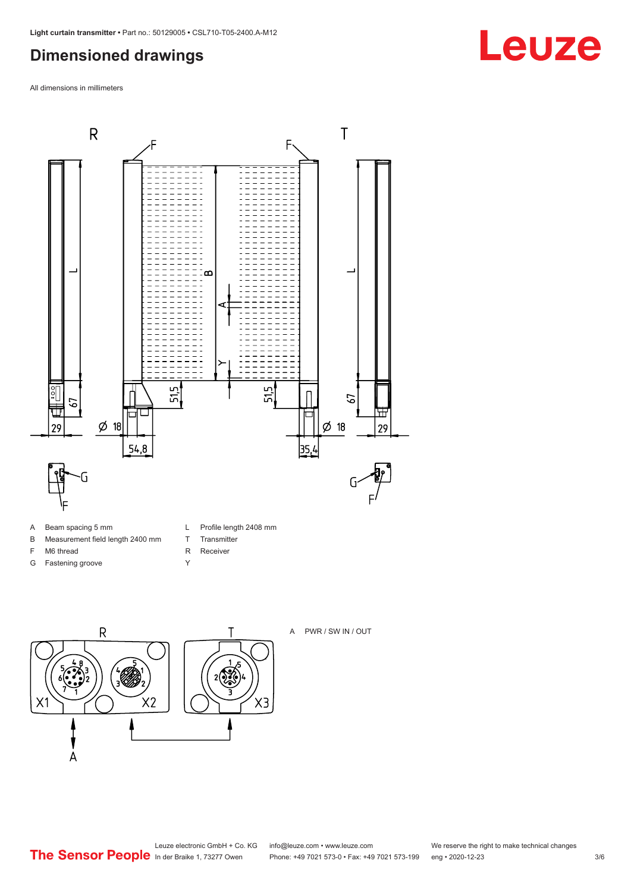## Dimensioned drawings

All dimensions in millimeters

- A Beam spacing 5 mm
- B Measurement field length 2400 mm
- F M6 thread
- G Fastening groove
- L Profile length 2408 mm
- T Transmitter
- R Receiver
- Y

A PWR / SW IN / OUT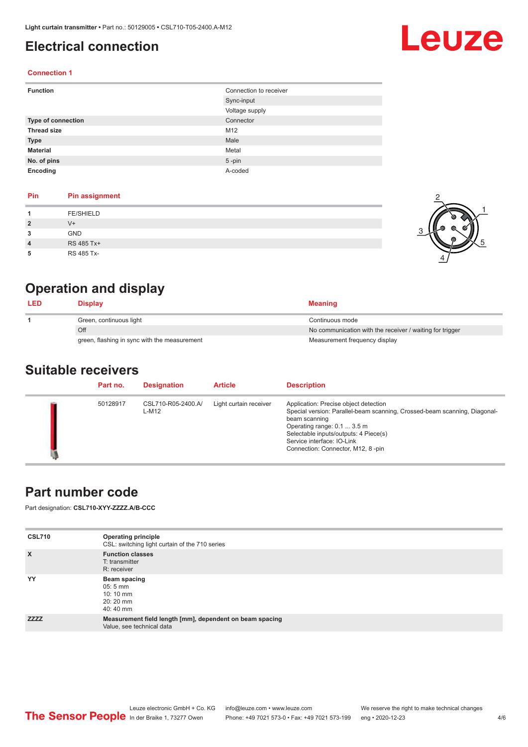# Electrical connection

### Connection 1

| | |
|---|---|
| **Function** | Connection to receiver |
| | Sync-input |
| | Voltage supply |
| **Type of connection** | Connector |
| **Thread size** | M12 |
| **Type** | Male |
| **Material** | Metal |
| **No. of pins** | 5 -pin |
| **Encoding** | A-coded |

| Pin | Pin assignment |
|---|---|
| **1** | FE/SHIELD |
| **2** | V+ |
| **3** | GND |
| **4** | RS 485 Tx+ |
| **5** | RS 485 Tx- |

# Operation and display

| LED | Display | Meaning |
|---|---|---|
| **1** | Green, continuous light | Continuous mode |
| | Off | No communication with the receiver / waiting for trigger |
| | green, flashing in sync with the measurement | Measurement frequency display |

# Suitable receivers

| Part no. | Designation | Article | Description |
|---|---|---|---|
| 50128917 | CSL710-R05-2400.A/L-M12 | Light curtain receiver | Application: Precise object detection<br>Special version: Parallel-beam scanning, Crossed-beam scanning, Diagonal-beam scanning<br>Operating range: 0.1 ... 3.5 m<br>Selectable inputs/outputs: 4 Piece(s)<br>Service interface: IO-Link<br>Connection: Connector, M12, 8 -pin |

# Part number code

Part designation: **CSL710-XYY-ZZZZ.A/B-CCC**

| | |
|---|---|
| **CSL710** | **Operating principle**<br>CSL: switching light curtain of the 710 series |
| **X** | **Function classes**<br>T: transmitter<br>R: receiver |
| **YY** | **Beam spacing**<br>05: 5 mm<br>10: 10 mm<br>20: 20 mm<br>40: 40 mm |
| **ZZZZ** | **Measurement field length [mm], dependent on beam spacing**<br>Value, see technical data |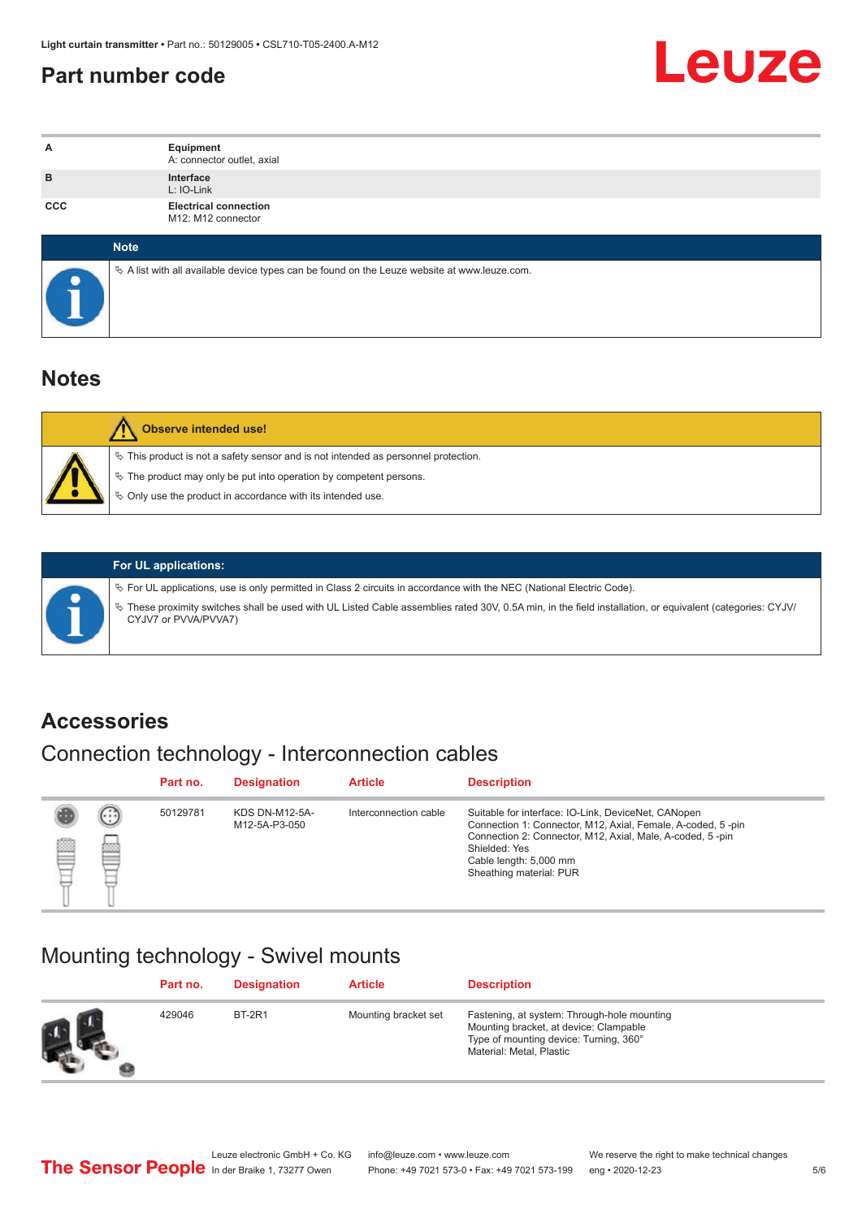## Part number code

| | |
|---|---|
| A | **Equipment**<br>A: connector outlet, axial |
| B | **Interface**<br>L: IO-Link |
| CCC | **Electrical connection**<br>M12: M12 connector |

**Note**

- A list with all available device types can be found on the Leuze website at www.leuze.com.

## Notes

**Observe intended use!**

- This product is not a safety sensor and is not intended as personnel protection.
- The product may only be put into operation by competent persons.
- Only use the product in accordance with its intended use.

**For UL applications:**

- For UL applications, use is only permitted in Class 2 circuits in accordance with the NEC (National Electric Code).
- These proximity switches shall be used with UL Listed Cable assemblies rated 30V, 0.5A min, in the field installation, or equivalent (categories: CYJV/CYJV7 or PVVA/PVVA7)

## Accessories

### Connection technology - Interconnection cables

| Part no. | Designation | Article | Description |
|---|---|---|---|
| 50129781 | KDS DN-M12-5A-M12-5A-P3-050 | Interconnection cable | Suitable for interface: IO-Link, DeviceNet, CANopen<br>Connection 1: Connector, M12, Axial, Female, A-coded, 5 -pin<br>Connection 2: Connector, M12, Axial, Male, A-coded, 5 -pin<br>Shielded: Yes<br>Cable length: 5,000 mm<br>Sheathing material: PUR |

### Mounting technology - Swivel mounts

| Part no. | Designation | Article | Description |
|---|---|---|---|
| 429046 | BT-2R1 | Mounting bracket set | Fastening, at system: Through-hole mounting<br>Mounting bracket, at device: Clampable<br>Type of mounting device: Turning, 360°<br>Material: Metal, Plastic |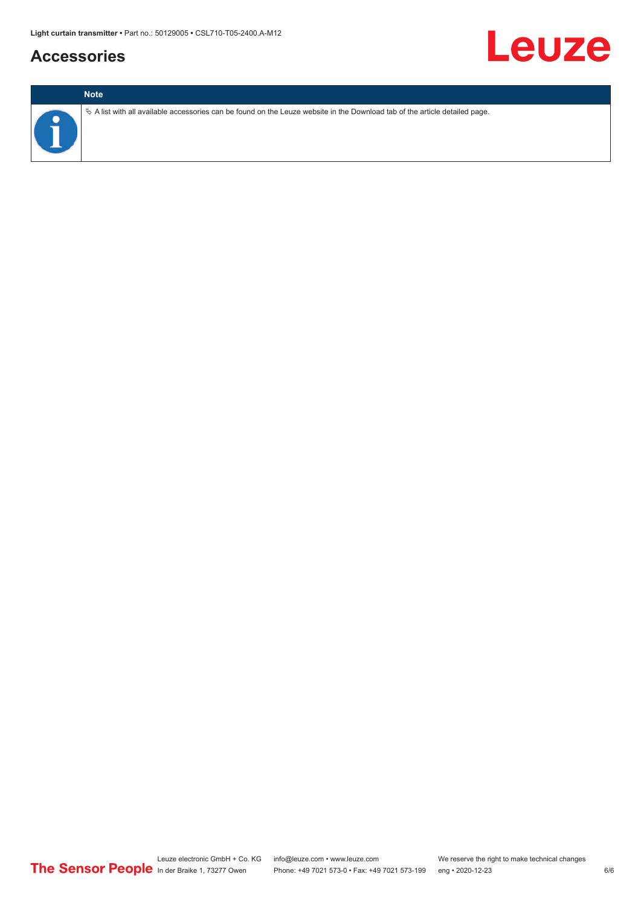## Accessories

| | Note |
| --- | --- |
| | ↳ A list with all available accessories can be found on the Leuze website in the Download tab of the article detailed page. |